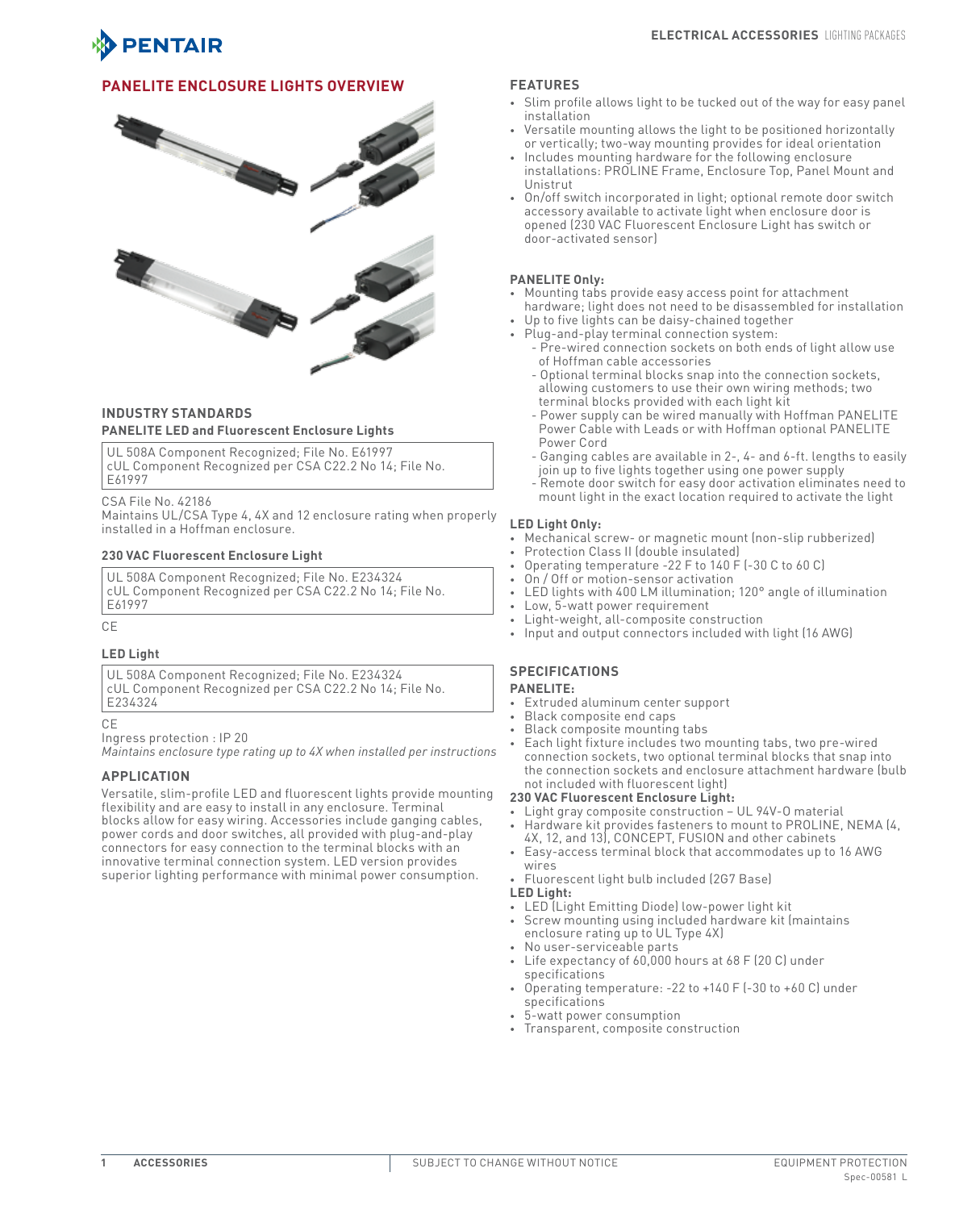## PANELITE ENCLOSURE LIGHTS OVERVIEW

### INDUSTRY STANDARDS

**PANELITE LED and Fluorescent Enclosure Lights**

UL 508A Component Recognized; File No. E61997
cUL Component Recognized per CSA C22.2 No 14; File No. E61997

CSA File No. 42186
Maintains UL/CSA Type 4, 4X and 12 enclosure rating when properly installed in a Hoffman enclosure.

**230 VAC Fluorescent Enclosure Light**

UL 508A Component Recognized; File No. E234324
cUL Component Recognized per CSA C22.2 No 14; File No. E61997

CE

**LED Light**

UL 508A Component Recognized; File No. E234324
cUL Component Recognized per CSA C22.2 No 14; File No. E234324

CE
Ingress protection : IP 20
*Maintains enclosure type rating up to 4X when installed per instructions*

### APPLICATION

Versatile, slim-profile LED and fluorescent lights provide mounting flexibility and are easy to install in any enclosure. Terminal blocks allow for easy wiring. Accessories include ganging cables, power cords and door switches, all provided with plug-and-play connectors for easy connection to the terminal blocks with an innovative terminal connection system. LED version provides superior lighting performance with minimal power consumption.

### FEATURES

- Slim profile allows light to be tucked out of the way for easy panel installation
- Versatile mounting allows the light to be positioned horizontally or vertically; two-way mounting provides for ideal orientation
- Includes mounting hardware for the following enclosure installations: PROLINE Frame, Enclosure Top, Panel Mount and Unistrut
- On/off switch incorporated in light; optional remote door switch accessory available to activate light when enclosure door is opened (230 VAC Fluorescent Enclosure Light has switch or door-activated sensor)

**PANELITE Only:**

- Mounting tabs provide easy access point for attachment hardware; light does not need to be disassembled for installation
- Up to five lights can be daisy-chained together
- Plug-and-play terminal connection system:
  - Pre-wired connection sockets on both ends of light allow use of Hoffman cable accessories
  - Optional terminal blocks snap into the connection sockets, allowing customers to use their own wiring methods; two terminal blocks provided with each light kit
  - Power supply can be wired manually with Hoffman PANELITE Power Cable with Leads or with Hoffman optional PANELITE Power Cord
  - Ganging cables are available in 2-, 4- and 6-ft. lengths to easily join up to five lights together using one power supply
  - Remote door switch for easy door activation eliminates need to mount light in the exact location required to activate the light

**LED Light Only:**

- Mechanical screw- or magnetic mount (non-slip rubberized)
- Protection Class II (double insulated)
- Operating temperature -22 F to 140 F (-30 C to 60 C)
- On / Off or motion-sensor activation
- LED lights with 400 LM illumination; 120° angle of illumination
- Low, 5-watt power requirement
- Light-weight, all-composite construction
- Input and output connectors included with light (16 AWG)

### SPECIFICATIONS

**PANELITE:**

- Extruded aluminum center support
- Black composite end caps
- Black composite mounting tabs
- Each light fixture includes two mounting tabs, two pre-wired connection sockets, two optional terminal blocks that snap into the connection sockets and enclosure attachment hardware (bulb not included with fluorescent light)

**230 VAC Fluorescent Enclosure Light:**

- Light gray composite construction – UL 94V-0 material
- Hardware kit provides fasteners to mount to PROLINE, NEMA (4, 4X, 12, and 13), CONCEPT, FUSION and other cabinets
- Easy-access terminal block that accommodates up to 16 AWG wires
- Fluorescent light bulb included (2G7 Base)

**LED Light:**

- LED (Light Emitting Diode) low-power light kit
- Screw mounting using included hardware kit (maintains enclosure rating up to UL Type 4X)
- No user-serviceable parts
- Life expectancy of 60,000 hours at 68 F (20 C) under specifications
- Operating temperature: -22 to +140 F (-30 to +60 C) under specifications
- 5-watt power consumption
- Transparent, composite construction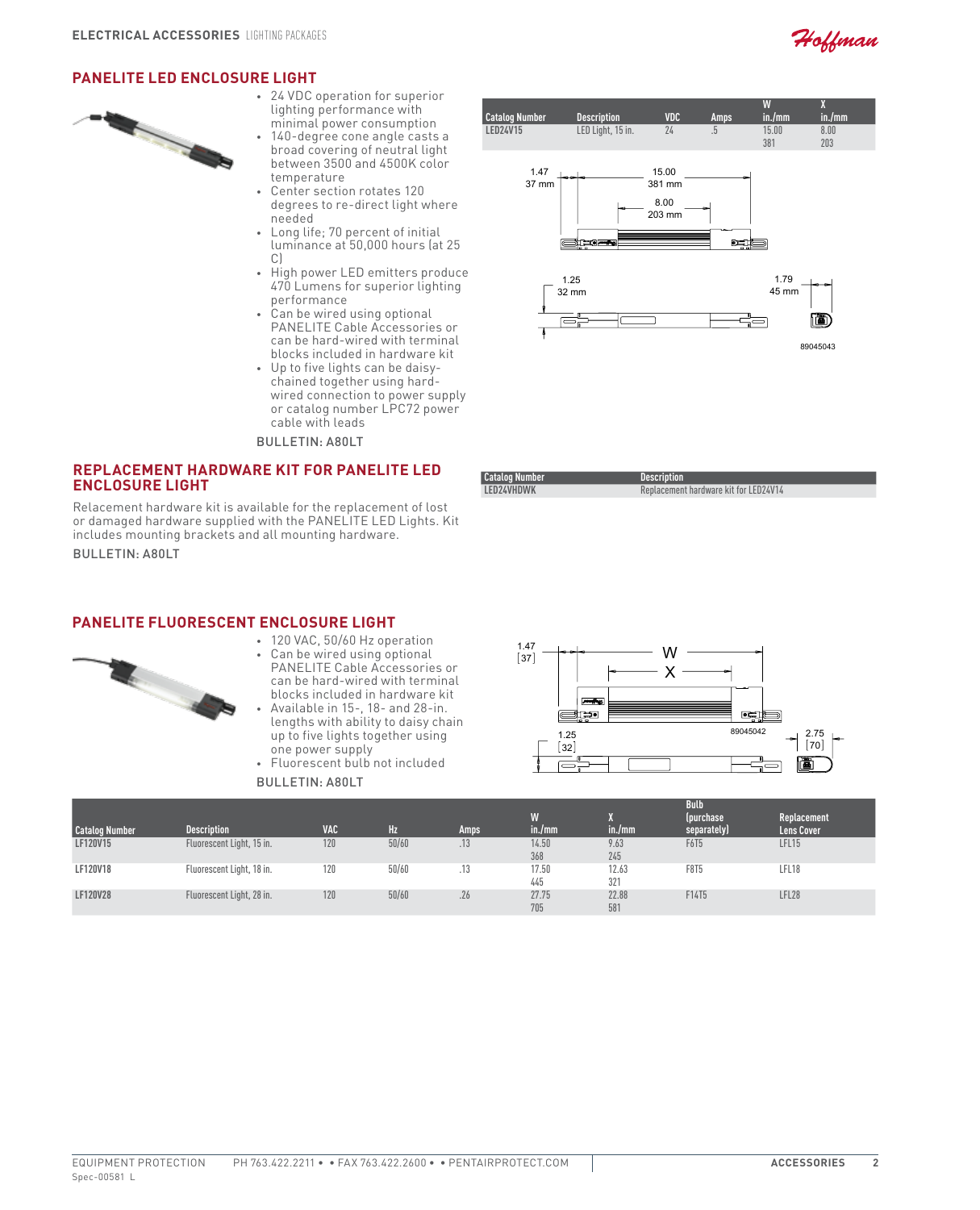## PANELITE LED ENCLOSURE LIGHT

- 24 VDC operation for superior lighting performance with minimal power consumption
- 140-degree cone angle casts a broad covering of neutral light between 3500 and 4500K color temperature
- Center section rotates 120 degrees to re-direct light where needed
- Long life; 70 percent of initial luminance at 50,000 hours (at 25 C)
- High power LED emitters produce 470 Lumens for superior lighting performance
- Can be wired using optional PANELITE Cable Accessories or can be hard-wired with terminal blocks included in hardware kit
- Up to five lights can be daisy-chained together using hard-wired connection to power supply or catalog number LPC72 power cable with leads

BULLETIN: A80LT

| Catalog Number | Description | VDC | Amps | W in./mm | X in./mm |
|---|---|---|---|---|---|
| LED24V15 | LED Light, 15 in. | 24 | .5 | 15.00<br>381 | 8.00<br>203 |

## REPLACEMENT HARDWARE KIT FOR PANELITE LED ENCLOSURE LIGHT

Relacement hardware kit is available for the replacement of lost or damaged hardware supplied with the PANELITE LED Lights. Kit includes mounting brackets and all mounting hardware.

BULLETIN: A80LT

| Catalog Number | Description |
|---|---|
| LED24VHDWK | Replacement hardware kit for LED24V14 |

## PANELITE FLUORESCENT ENCLOSURE LIGHT

- 120 VAC, 50/60 Hz operation
- Can be wired using optional PANELITE Cable Accessories or can be hard-wired with terminal blocks included in hardware kit
- Available in 15-, 18- and 28-in. lengths with ability to daisy chain up to five lights together using one power supply
- Fluorescent bulb not included

BULLETIN: A80LT

| Catalog Number | Description | VAC | Hz | Amps | W in./mm | X in./mm | Bulb (purchase separately) | Replacement Lens Cover |
|---|---|---|---|---|---|---|---|---|
| LF120V15 | Fluorescent Light, 15 in. | 120 | 50/60 | .13 | 14.50<br>368 | 9.63<br>245 | F6T5 | LFL15 |
| LF120V18 | Fluorescent Light, 18 in. | 120 | 50/60 | .13 | 17.50<br>445 | 12.63<br>321 | F8T5 | LFL18 |
| LF120V28 | Fluorescent Light, 28 in. | 120 | 50/60 | .26 | 27.75<br>705 | 22.88<br>581 | F14T5 | LFL28 |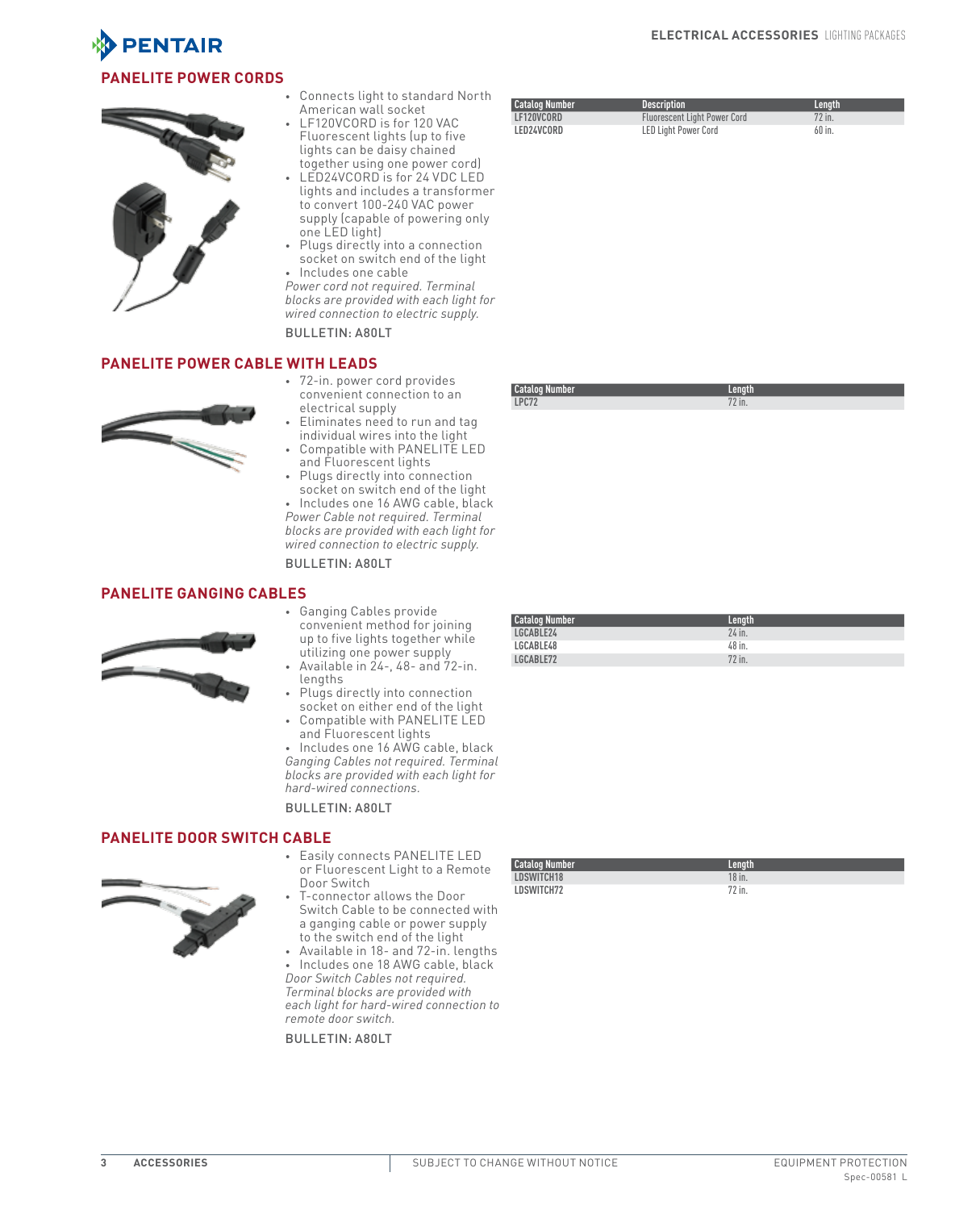## PANELITE POWER CORDS

- Connects light to standard North American wall socket
- LF120VCORD is for 120 VAC Fluorescent lights (up to five lights can be daisy chained together using one power cord)
- LED24VCORD is for 24 VDC LED lights and includes a transformer to convert 100-240 VAC power supply (capable of powering only one LED light)
- Plugs directly into a connection socket on switch end of the light
- Includes one cable

*Power cord not required. Terminal blocks are provided with each light for wired connection to electric supply.*

BULLETIN: A80LT

| Catalog Number | Description | Length |
|---|---|---|
| LF120VCORD | Fluorescent Light Power Cord | 72 in. |
| LED24VCORD | LED Light Power Cord | 60 in. |

## PANELITE POWER CABLE WITH LEADS

- 72-in. power cord provides convenient connection to an electrical supply
- Eliminates need to run and tag individual wires into the light
- Compatible with PANELITE LED and Fluorescent lights
- Plugs directly into connection socket on switch end of the light
- Includes one 16 AWG cable, black

*Power Cable not required. Terminal blocks are provided with each light for wired connection to electric supply.*

BULLETIN: A80LT

| Catalog Number | Length |
|---|---|
| LPC72 | 72 in. |

## PANELITE GANGING CABLES

- Ganging Cables provide convenient method for joining up to five lights together while utilizing one power supply
- Available in 24-, 48- and 72-in. lengths
- Plugs directly into connection socket on either end of the light
- Compatible with PANELITE LED and Fluorescent lights
- Includes one 16 AWG cable, black

*Ganging Cables not required. Terminal blocks are provided with each light for hard-wired connections.*

BULLETIN: A80LT

| Catalog Number | Length |
|---|---|
| LGCABLE24 | 24 in. |
| LGCABLE48 | 48 in. |
| LGCABLE72 | 72 in. |

## PANELITE DOOR SWITCH CABLE

- Easily connects PANELITE LED or Fluorescent Light to a Remote Door Switch
- T-connector allows the Door Switch Cable to be connected with a ganging cable or power supply to the switch end of the light
- Available in 18- and 72-in. lengths
- Includes one 18 AWG cable, black

*Door Switch Cables not required. Terminal blocks are provided with each light for hard-wired connection to remote door switch.*

BULLETIN: A80LT

| Catalog Number | Length |
|---|---|
| LDSWITCH18 | 18 in. |
| LDSWITCH72 | 72 in. |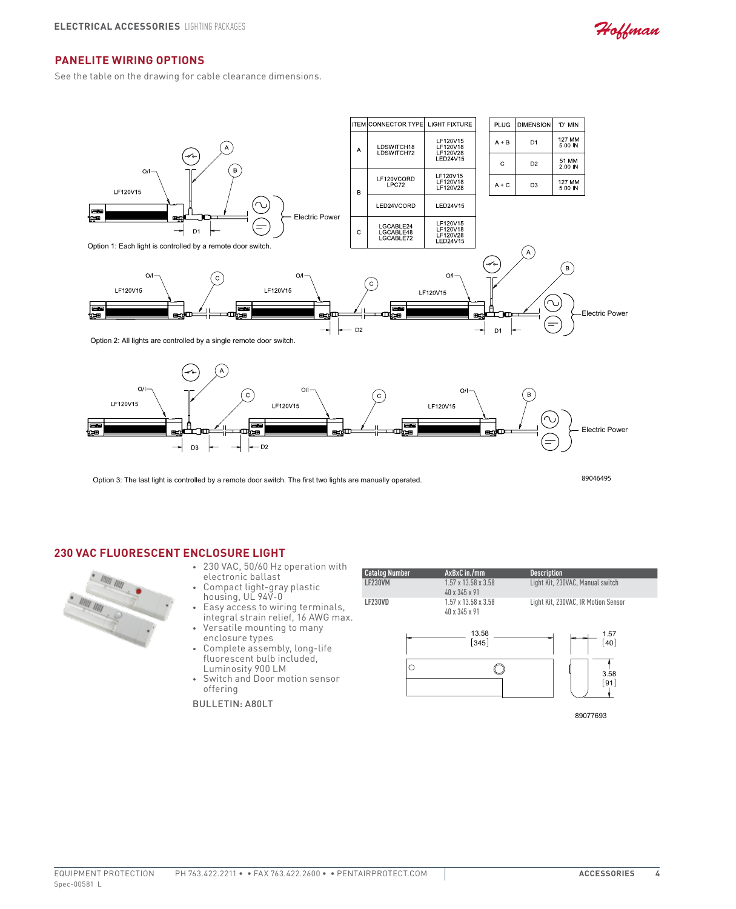## PANELITE WIRING OPTIONS

See the table on the drawing for cable clearance dimensions.

| ITEM | CONNECTOR TYPE | LIGHT FIXTURE |
|---|---|---|
| A | LDSWITCH18 LDSWITCH72 | LF120V15 LF120V18 LF120V28 LED24V15 |
| B | LF120VCORD LPC72 | LF120V15 LF120V18 LF120V28 |
| | LED24VCORD | LED24V15 |
| C | LGCABLE24 LGCABLE48 LGCABLE72 | LF120V15 LF120V18 LF120V28 LED24V15 |

| PLUG | DIMENSION | 'D' MIN |
|---|---|---|
| A + B | D1 | 127 MM 5.00 IN |
| C | D2 | 51 MM 2.00 IN |
| A + C | D3 | 127 MM 5.00 IN |

Option 1: Each light is controlled by a remote door switch.

Option 2: All lights are controlled by a single remote door switch.

Option 3: The last light is controlled by a remote door switch. The first two lights are manually operated.

89046495

## 230 VAC FLUORESCENT ENCLOSURE LIGHT

- 230 VAC, 50/60 Hz operation with electronic ballast
- Compact light-gray plastic housing, UL 94V-0
- Easy access to wiring terminals, integral strain relief, 16 AWG max.
- Versatile mounting to many enclosure types
- Complete assembly, long-life fluorescent bulb included, Luminosity 900 LM
- Switch and Door motion sensor offering

BULLETIN: A80LT

| Catalog Number | AxBxC in./mm | Description |
|---|---|---|
| LF230VM | 1.57 x 13.58 x 3.58<br>40 x 345 x 91 | Light Kit, 230VAC, Manual switch |
| LF230VD | 1.57 x 13.58 x 3.58<br>40 x 345 x 91 | Light Kit, 230VAC, IR Motion Sensor |

89077693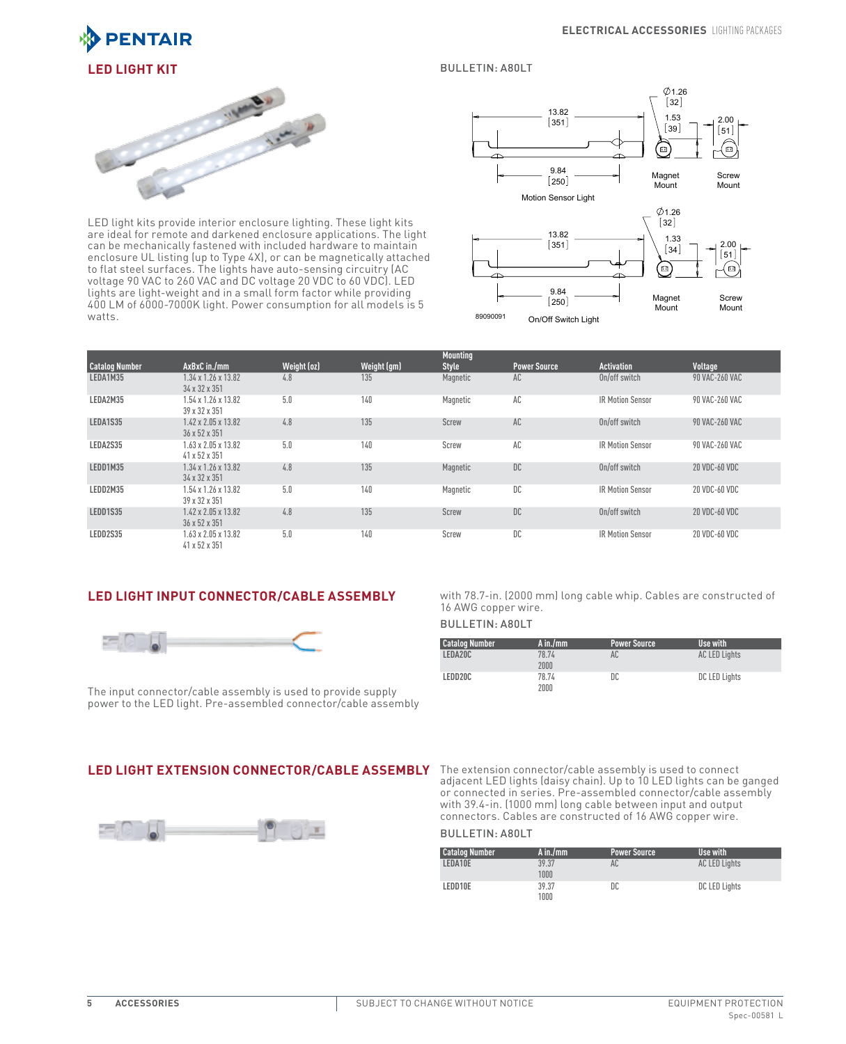## LED LIGHT KIT

BULLETIN: A80LT

LED light kits provide interior enclosure lighting. These light kits are ideal for remote and darkened enclosure applications. The light can be mechanically fastened with included hardware to maintain enclosure UL listing (up to Type 4X), or can be magnetically attached to flat steel surfaces. The lights have auto-sensing circuitry (AC voltage 90 VAC to 260 VAC and DC voltage 20 VDC to 60 VDC). LED lights are light-weight and in a small form factor while providing 400 LM of 6000-7000K light. Power consumption for all models is 5 watts.

Motion Sensor Light: 13.82 [351]; 9.84 [250]; Ø1.26 [32]; 1.53 [39] Magnet Mount; 2.00 [51] Screw Mount

On/Off Switch Light: 13.82 [351]; 9.84 [250]; Ø1.26 [32]; 1.33 [34] Magnet Mount; 2.00 [51] Screw Mount

89090091

| Catalog Number | AxBxC in./mm | Weight (oz) | Weight (gm) | Mounting Style | Power Source | Activation | Voltage |
|---|---|---|---|---|---|---|---|
| LEDA1M35 | 1.34 x 1.26 x 13.82<br>34 x 32 x 351 | 4.8 | 135 | Magnetic | AC | On/off switch | 90 VAC-260 VAC |
| LEDA2M35 | 1.54 x 1.26 x 13.82<br>39 x 32 x 351 | 5.0 | 140 | Magnetic | AC | IR Motion Sensor | 90 VAC-260 VAC |
| LEDA1S35 | 1.42 x 2.05 x 13.82<br>36 x 52 x 351 | 4.8 | 135 | Screw | AC | On/off switch | 90 VAC-260 VAC |
| LEDA2S35 | 1.63 x 2.05 x 13.82<br>41 x 52 x 351 | 5.0 | 140 | Screw | AC | IR Motion Sensor | 90 VAC-260 VAC |
| LEDD1M35 | 1.34 x 1.26 x 13.82<br>34 x 32 x 351 | 4.8 | 135 | Magnetic | DC | On/off switch | 20 VDC-60 VDC |
| LEDD2M35 | 1.54 x 1.26 x 13.82<br>39 x 32 x 351 | 5.0 | 140 | Magnetic | DC | IR Motion Sensor | 20 VDC-60 VDC |
| LEDD1S35 | 1.42 x 2.05 x 13.82<br>36 x 52 x 351 | 4.8 | 135 | Screw | DC | On/off switch | 20 VDC-60 VDC |
| LEDD2S35 | 1.63 x 2.05 x 13.82<br>41 x 52 x 351 | 5.0 | 140 | Screw | DC | IR Motion Sensor | 20 VDC-60 VDC |

## LED LIGHT INPUT CONNECTOR/CABLE ASSEMBLY

The input connector/cable assembly is used to provide supply power to the LED light. Pre-assembled connector/cable assembly with 78.7-in. (2000 mm) long cable whip. Cables are constructed of 16 AWG copper wire.

BULLETIN: A80LT

| Catalog Number | A in./mm | Power Source | Use with |
|---|---|---|---|
| LEDA20C | 78.74<br>2000 | AC | AC LED Lights |
| LEDD20C | 78.74<br>2000 | DC | DC LED Lights |

## LED LIGHT EXTENSION CONNECTOR/CABLE ASSEMBLY

The extension connector/cable assembly is used to connect adjacent LED lights (daisy chain). Up to 10 LED lights can be ganged or connected in series. Pre-assembled connector/cable assembly with 39.4-in. (1000 mm) long cable between input and output connectors. Cables are constructed of 16 AWG copper wire.

BULLETIN: A80LT

| Catalog Number | A in./mm | Power Source | Use with |
|---|---|---|---|
| LEDA10E | 39.37<br>1000 | AC | AC LED Lights |
| LEDD10E | 39.37<br>1000 | DC | DC LED Lights |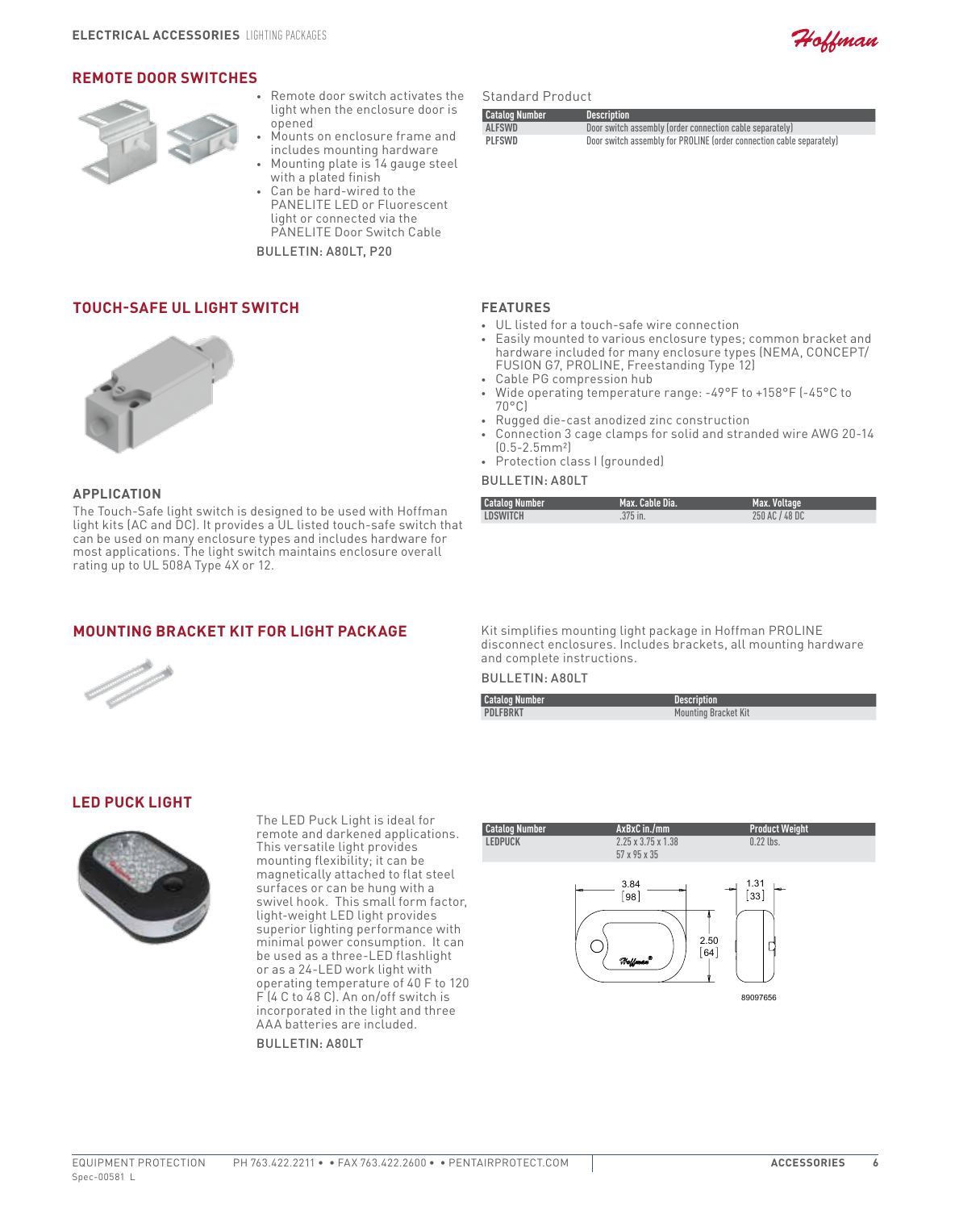## REMOTE DOOR SWITCHES

- Remote door switch activates the light when the enclosure door is opened
- Mounts on enclosure frame and includes mounting hardware
- Mounting plate is 14 gauge steel with a plated finish
- Can be hard-wired to the PANELITE LED or Fluorescent light or connected via the PANELITE Door Switch Cable

BULLETIN: A80LT, P20

Standard Product

| Catalog Number | Description |
|---|---|
| ALFSWD | Door switch assembly (order connection cable separately) |
| PLFSWD | Door switch assembly for PROLINE (order connection cable separately) |

## TOUCH-SAFE UL LIGHT SWITCH

### APPLICATION

The Touch-Safe light switch is designed to be used with Hoffman light kits (AC and DC). It provides a UL listed touch-safe switch that can be used on many enclosure types and includes hardware for most applications. The light switch maintains enclosure overall rating up to UL 508A Type 4X or 12.

### FEATURES

- UL listed for a touch-safe wire connection
- Easily mounted to various enclosure types; common bracket and hardware included for many enclosure types (NEMA, CONCEPT/FUSION G7, PROLINE, Freestanding Type 12)
- Cable PG compression hub
- Wide operating temperature range: -49°F to +158°F (-45°C to 70°C)
- Rugged die-cast anodized zinc construction
- Connection 3 cage clamps for solid and stranded wire AWG 20-14 (0.5-2.5mm²)
- Protection class I (grounded)

BULLETIN: A80LT

| Catalog Number | Max. Cable Dia. | Max. Voltage |
|---|---|---|
| LDSWITCH | .375 in. | 250 AC / 48 DC |

## MOUNTING BRACKET KIT FOR LIGHT PACKAGE

Kit simplifies mounting light package in Hoffman PROLINE disconnect enclosures. Includes brackets, all mounting hardware and complete instructions.

BULLETIN: A80LT

| Catalog Number | Description |
|---|---|
| PDLFBRKT | Mounting Bracket Kit |

## LED PUCK LIGHT

The LED Puck Light is ideal for remote and darkened applications. This versatile light provides mounting flexibility; it can be magnetically attached to flat steel surfaces or can be hung with a swivel hook. This small form factor, light-weight LED light provides superior lighting performance with minimal power consumption. It can be used as a three-LED flashlight or as a 24-LED work light with operating temperature of 40 F to 120 F (4 C to 48 C). An on/off switch is incorporated in the light and three AAA batteries are included.

BULLETIN: A80LT

| Catalog Number | AxBxC in./mm | Product Weight |
|---|---|---|
| LEDPUCK | 2.25 x 3.75 x 1.38<br>57 x 95 x 35 | 0.22 lbs. |

3.84
[98]
2.50
[64]
1.31
[33]
89097656